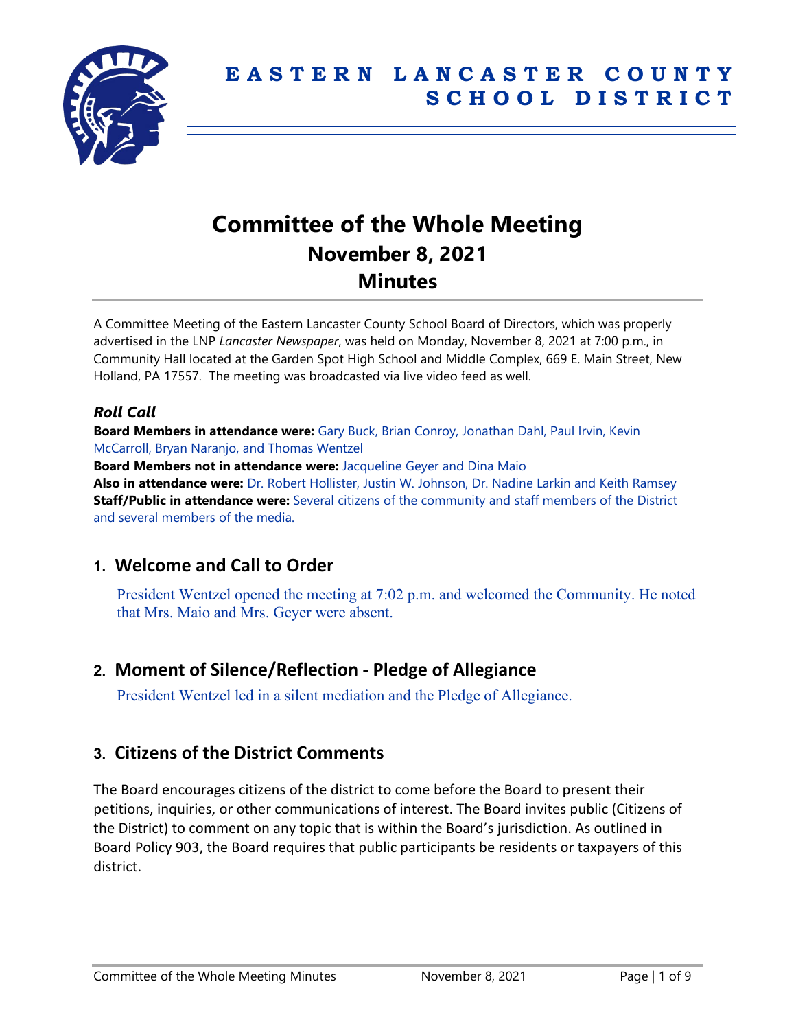# EASTERN LANCASTER COUNTY SCHOOL DISTRICT

# Committee of the Whole Meeting
## November 8, 2021
## Minutes

A Committee Meeting of the Eastern Lancaster County School Board of Directors, which was properly advertised in the LNP *Lancaster Newspaper*, was held on Monday, November 8, 2021 at 7:00 p.m., in Community Hall located at the Garden Spot High School and Middle Complex, 669 E. Main Street, New Holland, PA 17557. The meeting was broadcasted via live video feed as well.

### ***Roll Call***

**Board Members in attendance were:** Gary Buck, Brian Conroy, Jonathan Dahl, Paul Irvin, Kevin McCarroll, Bryan Naranjo, and Thomas Wentzel
**Board Members not in attendance were:** Jacqueline Geyer and Dina Maio
**Also in attendance were:** Dr. Robert Hollister, Justin W. Johnson, Dr. Nadine Larkin and Keith Ramsey
**Staff/Public in attendance were:** Several citizens of the community and staff members of the District and several members of the media.

## 1. Welcome and Call to Order

President Wentzel opened the meeting at 7:02 p.m. and welcomed the Community. He noted that Mrs. Maio and Mrs. Geyer were absent.

## 2. Moment of Silence/Reflection - Pledge of Allegiance

President Wentzel led in a silent mediation and the Pledge of Allegiance.

## 3. Citizens of the District Comments

The Board encourages citizens of the district to come before the Board to present their petitions, inquiries, or other communications of interest. The Board invites public (Citizens of the District) to comment on any topic that is within the Board's jurisdiction. As outlined in Board Policy 903, the Board requires that public participants be residents or taxpayers of this district.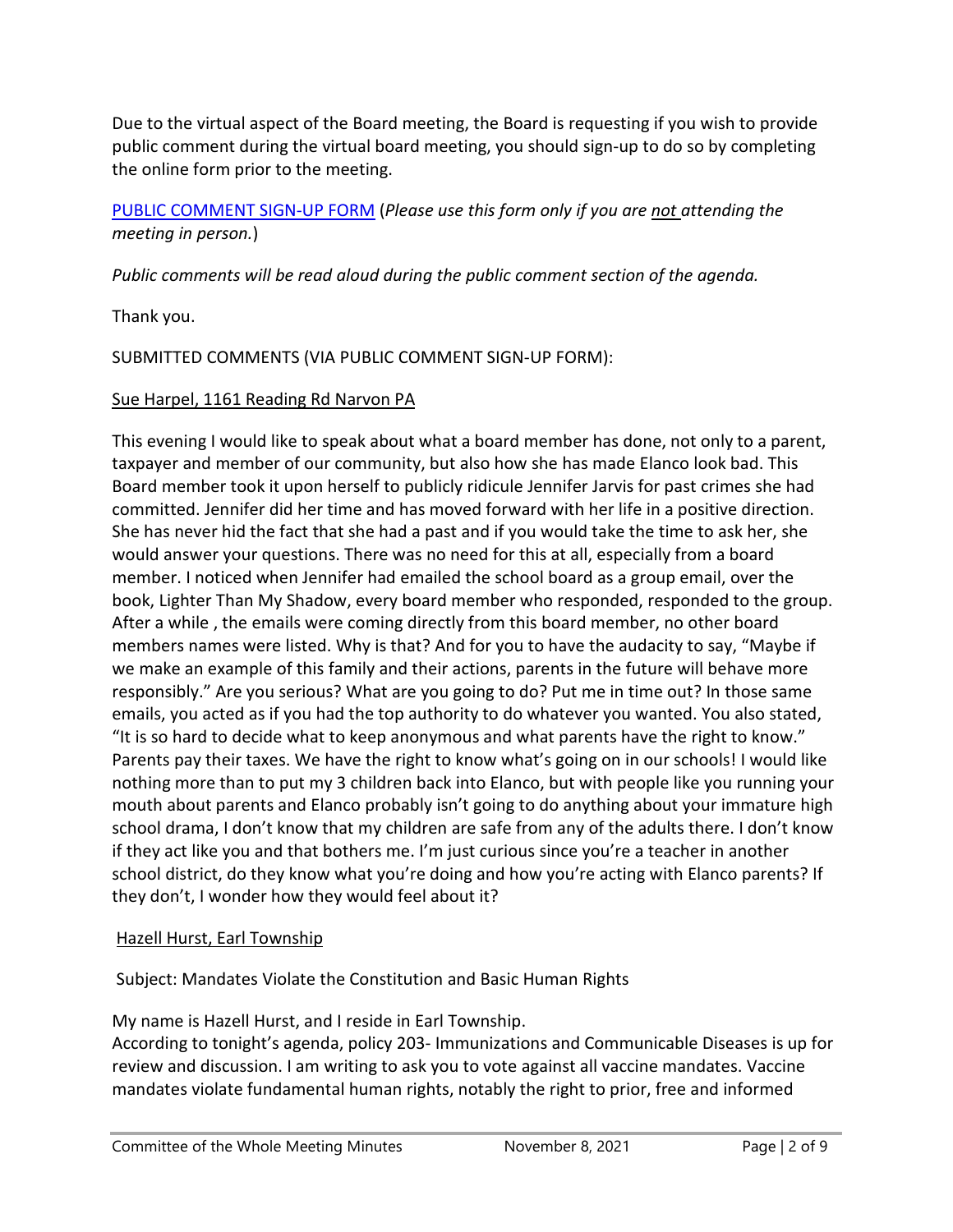Due to the virtual aspect of the Board meeting, the Board is requesting if you wish to provide public comment during the virtual board meeting, you should sign-up to do so by completing the online form prior to the meeting.

PUBLIC COMMENT SIGN-UP FORM (*Please use this form only if you are not attending the meeting in person.*)

*Public comments will be read aloud during the public comment section of the agenda.*

Thank you.

SUBMITTED COMMENTS (VIA PUBLIC COMMENT SIGN-UP FORM):

Sue Harpel, 1161 Reading Rd Narvon PA

This evening I would like to speak about what a board member has done, not only to a parent, taxpayer and member of our community, but also how she has made Elanco look bad. This Board member took it upon herself to publicly ridicule Jennifer Jarvis for past crimes she had committed. Jennifer did her time and has moved forward with her life in a positive direction. She has never hid the fact that she had a past and if you would take the time to ask her, she would answer your questions. There was no need for this at all, especially from a board member. I noticed when Jennifer had emailed the school board as a group email, over the book, Lighter Than My Shadow, every board member who responded, responded to the group. After a while , the emails were coming directly from this board member, no other board members names were listed. Why is that? And for you to have the audacity to say, "Maybe if we make an example of this family and their actions, parents in the future will behave more responsibly." Are you serious? What are you going to do? Put me in time out? In those same emails, you acted as if you had the top authority to do whatever you wanted. You also stated, "It is so hard to decide what to keep anonymous and what parents have the right to know." Parents pay their taxes. We have the right to know what's going on in our schools! I would like nothing more than to put my 3 children back into Elanco, but with people like you running your mouth about parents and Elanco probably isn't going to do anything about your immature high school drama, I don't know that my children are safe from any of the adults there. I don't know if they act like you and that bothers me. I'm just curious since you're a teacher in another school district, do they know what you're doing and how you're acting with Elanco parents? If they don't, I wonder how they would feel about it?

Hazell Hurst, Earl Township

Subject: Mandates Violate the Constitution and Basic Human Rights

My name is Hazell Hurst, and I reside in Earl Township.
According to tonight's agenda, policy 203- Immunizations and Communicable Diseases is up for review and discussion. I am writing to ask you to vote against all vaccine mandates. Vaccine mandates violate fundamental human rights, notably the right to prior, free and informed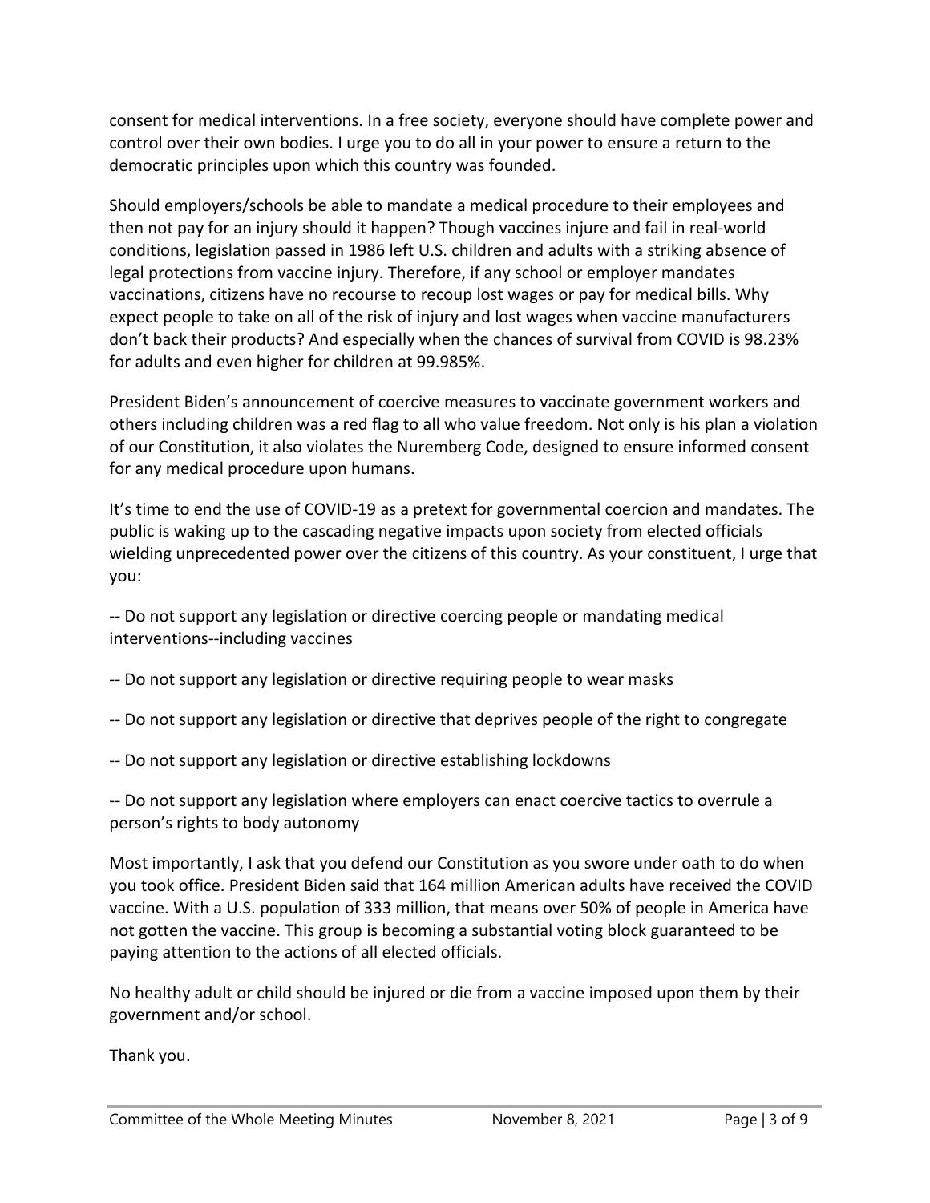consent for medical interventions. In a free society, everyone should have complete power and control over their own bodies. I urge you to do all in your power to ensure a return to the democratic principles upon which this country was founded.

Should employers/schools be able to mandate a medical procedure to their employees and then not pay for an injury should it happen? Though vaccines injure and fail in real-world conditions, legislation passed in 1986 left U.S. children and adults with a striking absence of legal protections from vaccine injury. Therefore, if any school or employer mandates vaccinations, citizens have no recourse to recoup lost wages or pay for medical bills. Why expect people to take on all of the risk of injury and lost wages when vaccine manufacturers don't back their products? And especially when the chances of survival from COVID is 98.23% for adults and even higher for children at 99.985%.

President Biden's announcement of coercive measures to vaccinate government workers and others including children was a red flag to all who value freedom. Not only is his plan a violation of our Constitution, it also violates the Nuremberg Code, designed to ensure informed consent for any medical procedure upon humans.

It's time to end the use of COVID-19 as a pretext for governmental coercion and mandates. The public is waking up to the cascading negative impacts upon society from elected officials wielding unprecedented power over the citizens of this country. As your constituent, I urge that you:

-- Do not support any legislation or directive coercing people or mandating medical interventions--including vaccines

-- Do not support any legislation or directive requiring people to wear masks

-- Do not support any legislation or directive that deprives people of the right to congregate

-- Do not support any legislation or directive establishing lockdowns

-- Do not support any legislation where employers can enact coercive tactics to overrule a person's rights to body autonomy

Most importantly, I ask that you defend our Constitution as you swore under oath to do when you took office. President Biden said that 164 million American adults have received the COVID vaccine. With a U.S. population of 333 million, that means over 50% of people in America have not gotten the vaccine. This group is becoming a substantial voting block guaranteed to be paying attention to the actions of all elected officials.

No healthy adult or child should be injured or die from a vaccine imposed upon them by their government and/or school.

Thank you.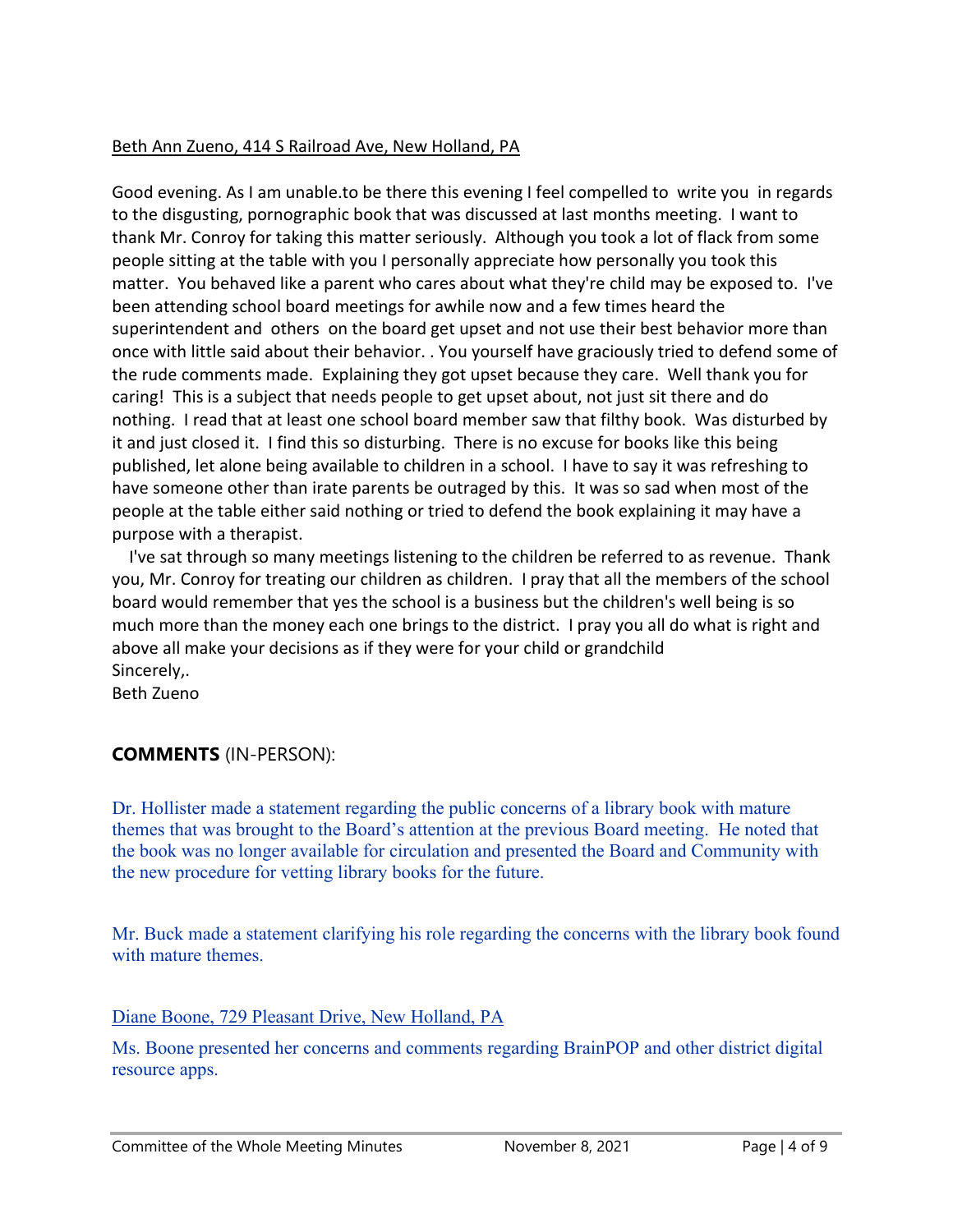Beth Ann Zueno, 414 S Railroad Ave, New Holland, PA

Good evening. As I am unable.to be there this evening I feel compelled to write you in regards to the disgusting, pornographic book that was discussed at last months meeting. I want to thank Mr. Conroy for taking this matter seriously. Although you took a lot of flack from some people sitting at the table with you I personally appreciate how personally you took this matter. You behaved like a parent who cares about what they're child may be exposed to. I've been attending school board meetings for awhile now and a few times heard the superintendent and others on the board get upset and not use their best behavior more than once with little said about their behavior. . You yourself have graciously tried to defend some of the rude comments made. Explaining they got upset because they care. Well thank you for caring! This is a subject that needs people to get upset about, not just sit there and do nothing. I read that at least one school board member saw that filthy book. Was disturbed by it and just closed it. I find this so disturbing. There is no excuse for books like this being published, let alone being available to children in a school. I have to say it was refreshing to have someone other than irate parents be outraged by this. It was so sad when most of the people at the table either said nothing or tried to defend the book explaining it may have a purpose with a therapist.

I've sat through so many meetings listening to the children be referred to as revenue. Thank you, Mr. Conroy for treating our children as children. I pray that all the members of the school board would remember that yes the school is a business but the children's well being is so much more than the money each one brings to the district. I pray you all do what is right and above all make your decisions as if they were for your child or grandchild
Sincerely,.
Beth Zueno

**COMMENTS** (IN-PERSON):

Dr. Hollister made a statement regarding the public concerns of a library book with mature themes that was brought to the Board's attention at the previous Board meeting. He noted that the book was no longer available for circulation and presented the Board and Community with the new procedure for vetting library books for the future.

Mr. Buck made a statement clarifying his role regarding the concerns with the library book found with mature themes.

Diane Boone, 729 Pleasant Drive, New Holland, PA

Ms. Boone presented her concerns and comments regarding BrainPOP and other district digital resource apps.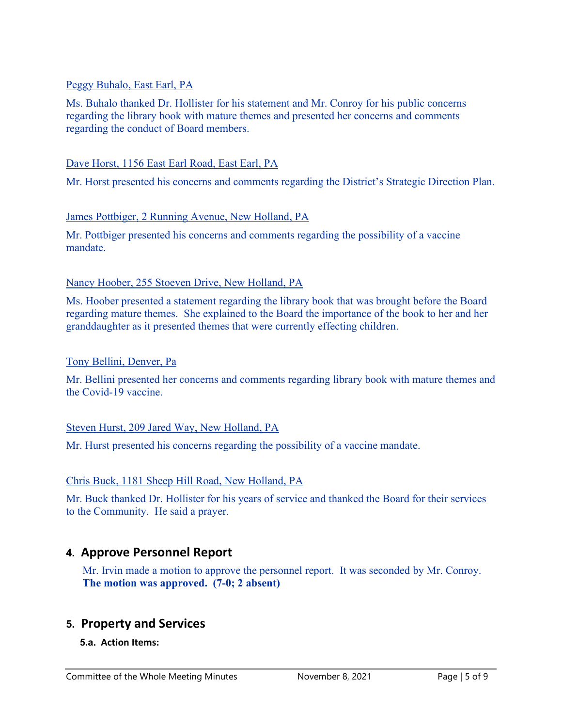Peggy Buhalo, East Earl, PA

Ms. Buhalo thanked Dr. Hollister for his statement and Mr. Conroy for his public concerns regarding the library book with mature themes and presented her concerns and comments regarding the conduct of Board members.

Dave Horst, 1156 East Earl Road, East Earl, PA

Mr. Horst presented his concerns and comments regarding the District's Strategic Direction Plan.

James Pottbiger, 2 Running Avenue, New Holland, PA

Mr. Pottbiger presented his concerns and comments regarding the possibility of a vaccine mandate.

Nancy Hoober, 255 Stoeven Drive, New Holland, PA

Ms. Hoober presented a statement regarding the library book that was brought before the Board regarding mature themes. She explained to the Board the importance of the book to her and her granddaughter as it presented themes that were currently effecting children.

Tony Bellini, Denver, Pa

Mr. Bellini presented her concerns and comments regarding library book with mature themes and the Covid-19 vaccine.

Steven Hurst, 209 Jared Way, New Holland, PA

Mr. Hurst presented his concerns regarding the possibility of a vaccine mandate.

Chris Buck, 1181 Sheep Hill Road, New Holland, PA

Mr. Buck thanked Dr. Hollister for his years of service and thanked the Board for their services to the Community. He said a prayer.

## 4. Approve Personnel Report

Mr. Irvin made a motion to approve the personnel report. It was seconded by Mr. Conroy. **The motion was approved. (7-0; 2 absent)**

## 5. Property and Services

### 5.a. Action Items: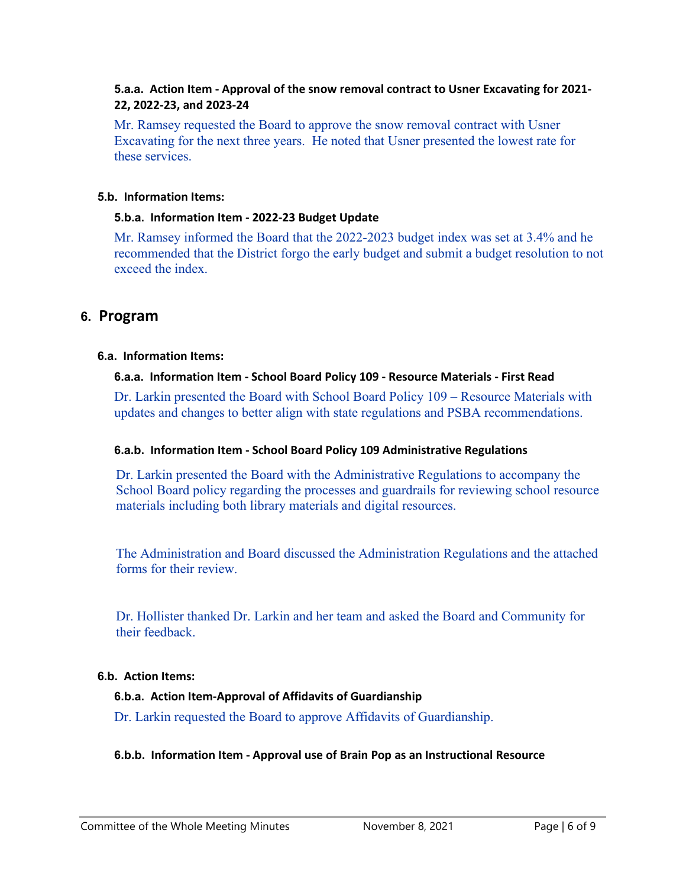#### 5.a.a. Action Item - Approval of the snow removal contract to Usner Excavating for 2021-22, 2022-23, and 2023-24

Mr. Ramsey requested the Board to approve the snow removal contract with Usner Excavating for the next three years. He noted that Usner presented the lowest rate for these services.

### 5.b. Information Items:

#### 5.b.a. Information Item - 2022-23 Budget Update

Mr. Ramsey informed the Board that the 2022-2023 budget index was set at 3.4% and he recommended that the District forgo the early budget and submit a budget resolution to not exceed the index.

## 6. Program

### 6.a. Information Items:

#### 6.a.a. Information Item - School Board Policy 109 - Resource Materials - First Read

Dr. Larkin presented the Board with School Board Policy 109 – Resource Materials with updates and changes to better align with state regulations and PSBA recommendations.

#### 6.a.b. Information Item - School Board Policy 109 Administrative Regulations

Dr. Larkin presented the Board with the Administrative Regulations to accompany the School Board policy regarding the processes and guardrails for reviewing school resource materials including both library materials and digital resources.

The Administration and Board discussed the Administration Regulations and the attached forms for their review.

Dr. Hollister thanked Dr. Larkin and her team and asked the Board and Community for their feedback.

### 6.b. Action Items:

#### 6.b.a. Action Item-Approval of Affidavits of Guardianship

Dr. Larkin requested the Board to approve Affidavits of Guardianship.

#### 6.b.b. Information Item - Approval use of Brain Pop as an Instructional Resource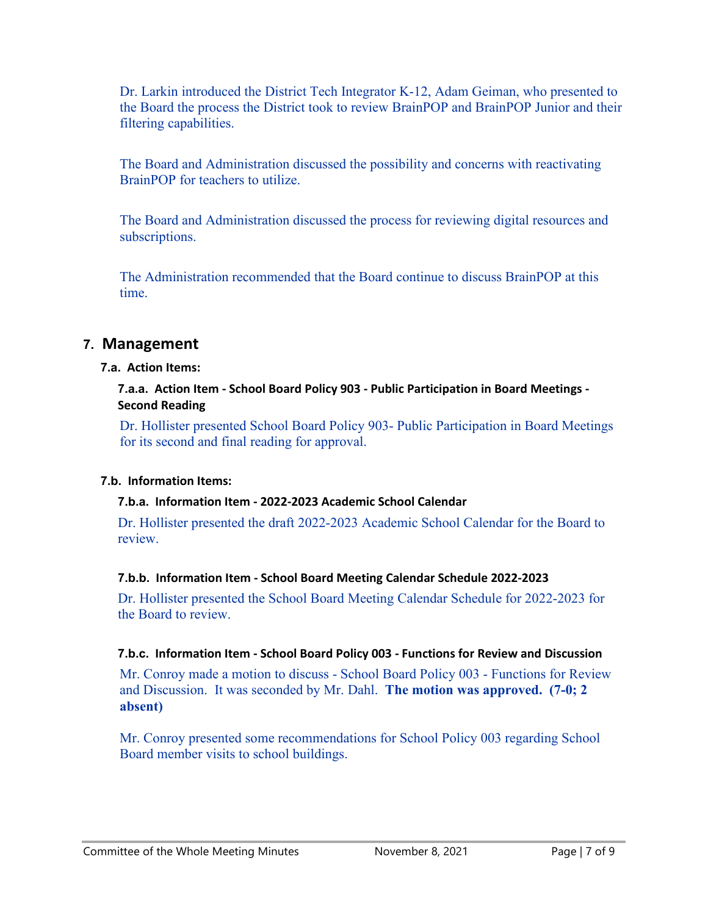Dr. Larkin introduced the District Tech Integrator K-12, Adam Geiman, who presented to the Board the process the District took to review BrainPOP and BrainPOP Junior and their filtering capabilities.

The Board and Administration discussed the possibility and concerns with reactivating BrainPOP for teachers to utilize.

The Board and Administration discussed the process for reviewing digital resources and subscriptions.

The Administration recommended that the Board continue to discuss BrainPOP at this time.

## 7. Management

### 7.a. Action Items:

#### 7.a.a. Action Item - School Board Policy 903 - Public Participation in Board Meetings - Second Reading

Dr. Hollister presented School Board Policy 903- Public Participation in Board Meetings for its second and final reading for approval.

### 7.b. Information Items:

#### 7.b.a. Information Item - 2022-2023 Academic School Calendar

Dr. Hollister presented the draft 2022-2023 Academic School Calendar for the Board to review.

#### 7.b.b. Information Item - School Board Meeting Calendar Schedule 2022-2023

Dr. Hollister presented the School Board Meeting Calendar Schedule for 2022-2023 for the Board to review.

#### 7.b.c. Information Item - School Board Policy 003 - Functions for Review and Discussion

Mr. Conroy made a motion to discuss - School Board Policy 003 - Functions for Review and Discussion. It was seconded by Mr. Dahl. **The motion was approved. (7-0; 2 absent)**

Mr. Conroy presented some recommendations for School Policy 003 regarding School Board member visits to school buildings.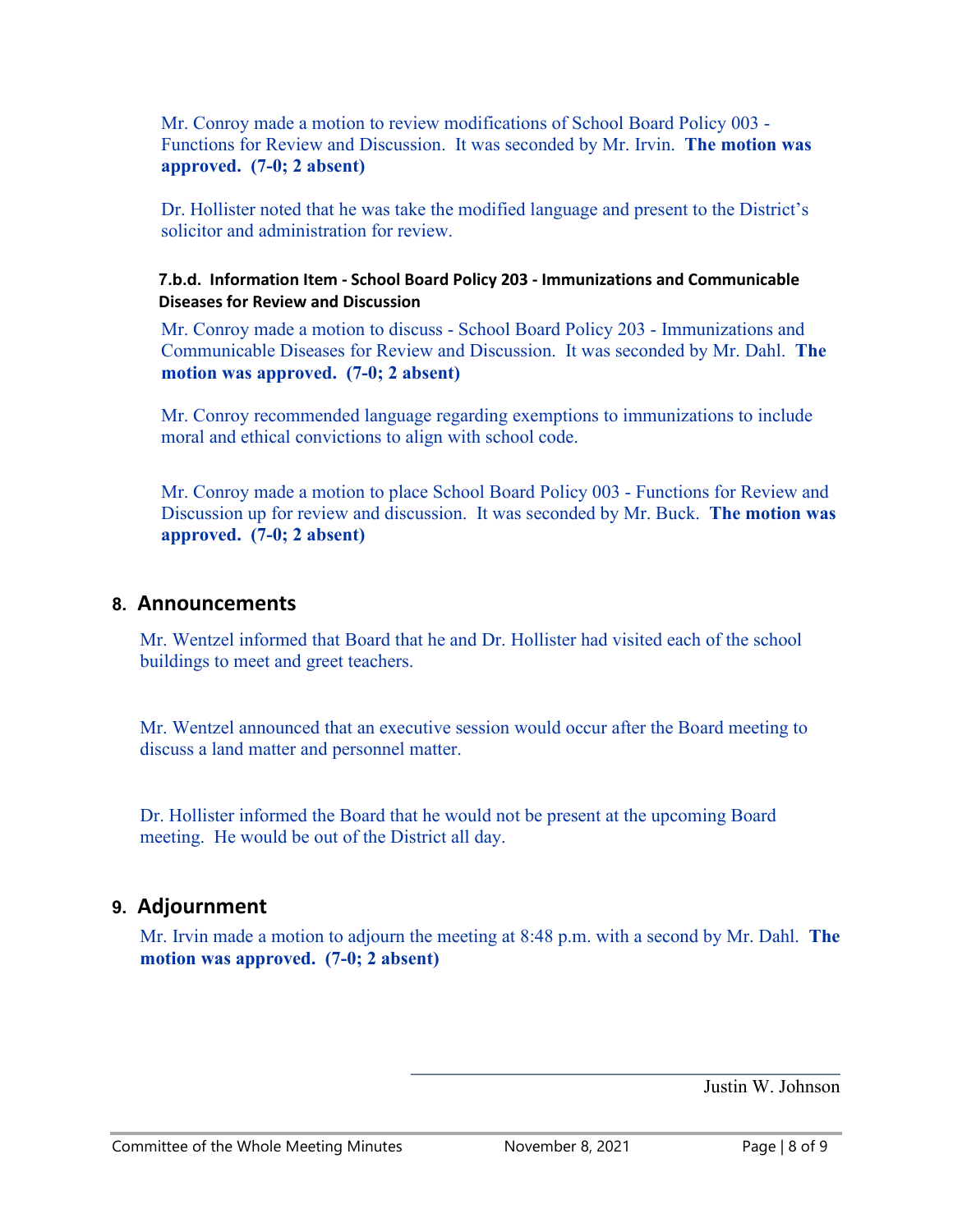Mr. Conroy made a motion to review modifications of School Board Policy 003 - Functions for Review and Discussion. It was seconded by Mr. Irvin. **The motion was approved. (7-0; 2 absent)**

Dr. Hollister noted that he was take the modified language and present to the District's solicitor and administration for review.

**7.b.d. Information Item - School Board Policy 203 - Immunizations and Communicable Diseases for Review and Discussion**

Mr. Conroy made a motion to discuss - School Board Policy 203 - Immunizations and Communicable Diseases for Review and Discussion. It was seconded by Mr. Dahl. **The motion was approved. (7-0; 2 absent)**

Mr. Conroy recommended language regarding exemptions to immunizations to include moral and ethical convictions to align with school code.

Mr. Conroy made a motion to place School Board Policy 003 - Functions for Review and Discussion up for review and discussion. It was seconded by Mr. Buck. **The motion was approved. (7-0; 2 absent)**

## 8. Announcements

Mr. Wentzel informed that Board that he and Dr. Hollister had visited each of the school buildings to meet and greet teachers.

Mr. Wentzel announced that an executive session would occur after the Board meeting to discuss a land matter and personnel matter.

Dr. Hollister informed the Board that he would not be present at the upcoming Board meeting. He would be out of the District all day.

## 9. Adjournment

Mr. Irvin made a motion to adjourn the meeting at 8:48 p.m. with a second by Mr. Dahl. **The motion was approved. (7-0; 2 absent)**

\_\_\_\_\_\_\_\_\_\_\_\_\_\_\_\_\_\_\_\_\_\_\_\_\_\_\_\_\_\_\_\_\_\_\_\_\_\_\_\_

Justin W. Johnson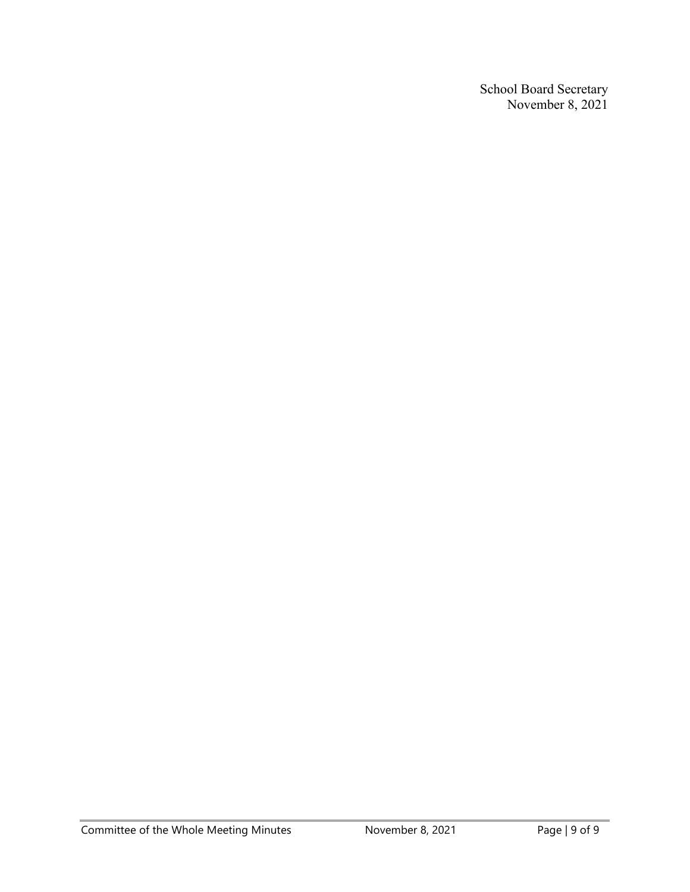School Board Secretary
November 8, 2021